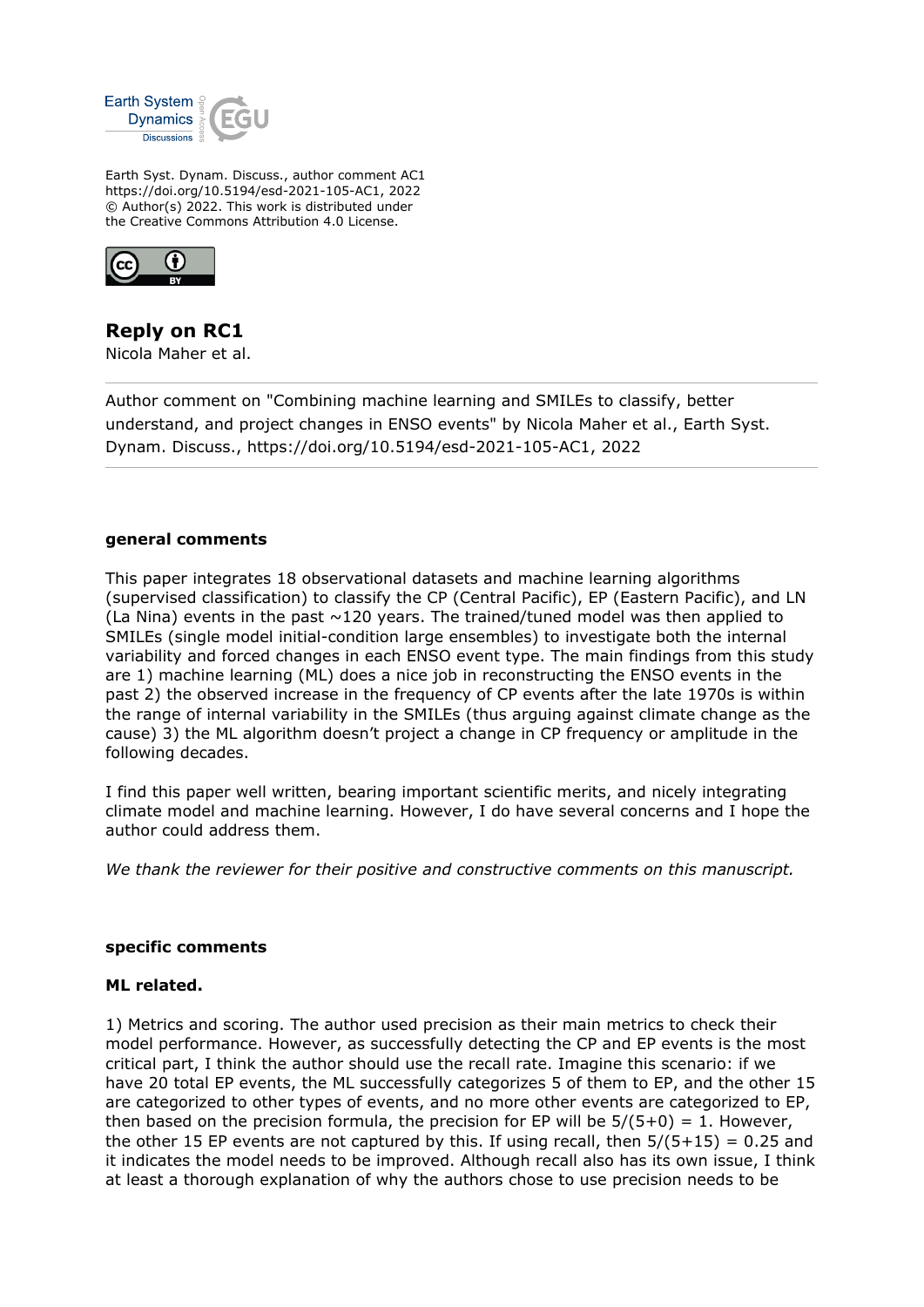Earth Syst. Dynam. Discuss., author comment AC1
https://doi.org/10.5194/esd-2021-105-AC1, 2022
© Author(s) 2022. This work is distributed under
the Creative Commons Attribution 4.0 License.

# Reply on RC1

Nicola Maher et al.

Author comment on "Combining machine learning and SMILEs to classify, better understand, and project changes in ENSO events" by Nicola Maher et al., Earth Syst. Dynam. Discuss., https://doi.org/10.5194/esd-2021-105-AC1, 2022

---

**general comments**

This paper integrates 18 observational datasets and machine learning algorithms (supervised classification) to classify the CP (Central Pacific), EP (Eastern Pacific), and LN (La Nina) events in the past ~120 years. The trained/tuned model was then applied to SMILEs (single model initial-condition large ensembles) to investigate both the internal variability and forced changes in each ENSO event type. The main findings from this study are 1) machine learning (ML) does a nice job in reconstructing the ENSO events in the past 2) the observed increase in the frequency of CP events after the late 1970s is within the range of internal variability in the SMILEs (thus arguing against climate change as the cause) 3) the ML algorithm doesn't project a change in CP frequency or amplitude in the following decades.

I find this paper well written, bearing important scientific merits, and nicely integrating climate model and machine learning. However, I do have several concerns and I hope the author could address them.

*We thank the reviewer for their positive and constructive comments on this manuscript.*

**specific comments**

**ML related.**

1) Metrics and scoring. The author used precision as their main metrics to check their model performance. However, as successfully detecting the CP and EP events is the most critical part, I think the author should use the recall rate. Imagine this scenario: if we have 20 total EP events, the ML successfully categorizes 5 of them to EP, and the other 15 are categorized to other types of events, and no more other events are categorized to EP, then based on the precision formula, the precision for EP will be $5/(5+0) = 1$. However, the other 15 EP events are not captured by this. If using recall, then $5/(5+15) = 0.25$ and it indicates the model needs to be improved. Although recall also has its own issue, I think at least a thorough explanation of why the authors chose to use precision needs to be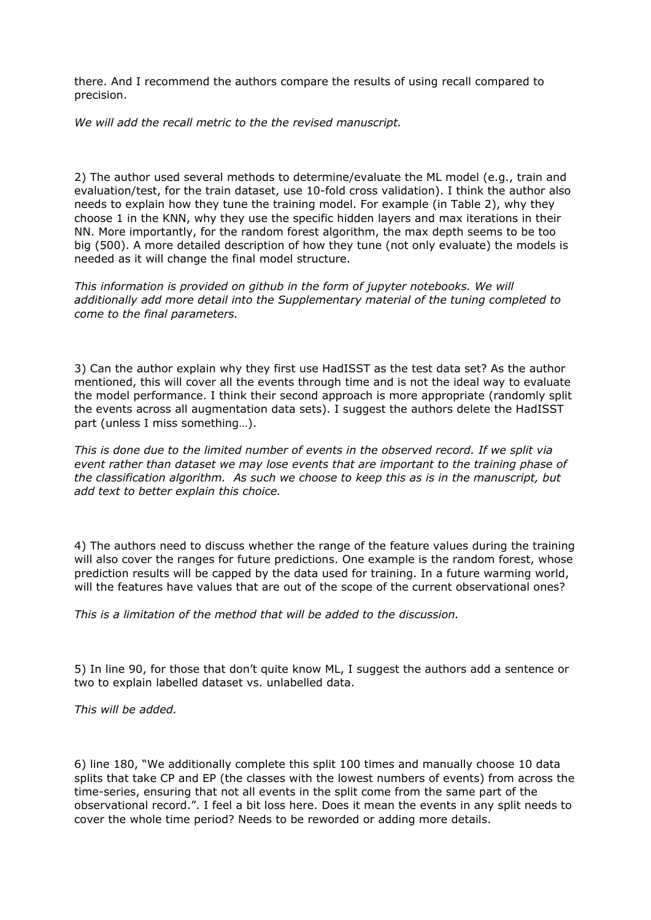there. And I recommend the authors compare the results of using recall compared to precision.

*We will add the recall metric to the the revised manuscript.*

2) The author used several methods to determine/evaluate the ML model (e.g., train and evaluation/test, for the train dataset, use 10-fold cross validation). I think the author also needs to explain how they tune the training model. For example (in Table 2), why they choose 1 in the KNN, why they use the specific hidden layers and max iterations in their NN. More importantly, for the random forest algorithm, the max depth seems to be too big (500). A more detailed description of how they tune (not only evaluate) the models is needed as it will change the final model structure.

*This information is provided on github in the form of jupyter notebooks. We will additionally add more detail into the Supplementary material of the tuning completed to come to the final parameters.*

3) Can the author explain why they first use HadISST as the test data set? As the author mentioned, this will cover all the events through time and is not the ideal way to evaluate the model performance. I think their second approach is more appropriate (randomly split the events across all augmentation data sets). I suggest the authors delete the HadISST part (unless I miss something…).

*This is done due to the limited number of events in the observed record. If we split via event rather than dataset we may lose events that are important to the training phase of the classification algorithm. As such we choose to keep this as is in the manuscript, but add text to better explain this choice.*

4) The authors need to discuss whether the range of the feature values during the training will also cover the ranges for future predictions. One example is the random forest, whose prediction results will be capped by the data used for training. In a future warming world, will the features have values that are out of the scope of the current observational ones?

*This is a limitation of the method that will be added to the discussion.*

5) In line 90, for those that don't quite know ML, I suggest the authors add a sentence or two to explain labelled dataset vs. unlabelled data.

*This will be added.*

6) line 180, "We additionally complete this split 100 times and manually choose 10 data splits that take CP and EP (the classes with the lowest numbers of events) from across the time-series, ensuring that not all events in the split come from the same part of the observational record.". I feel a bit loss here. Does it mean the events in any split needs to cover the whole time period? Needs to be reworded or adding more details.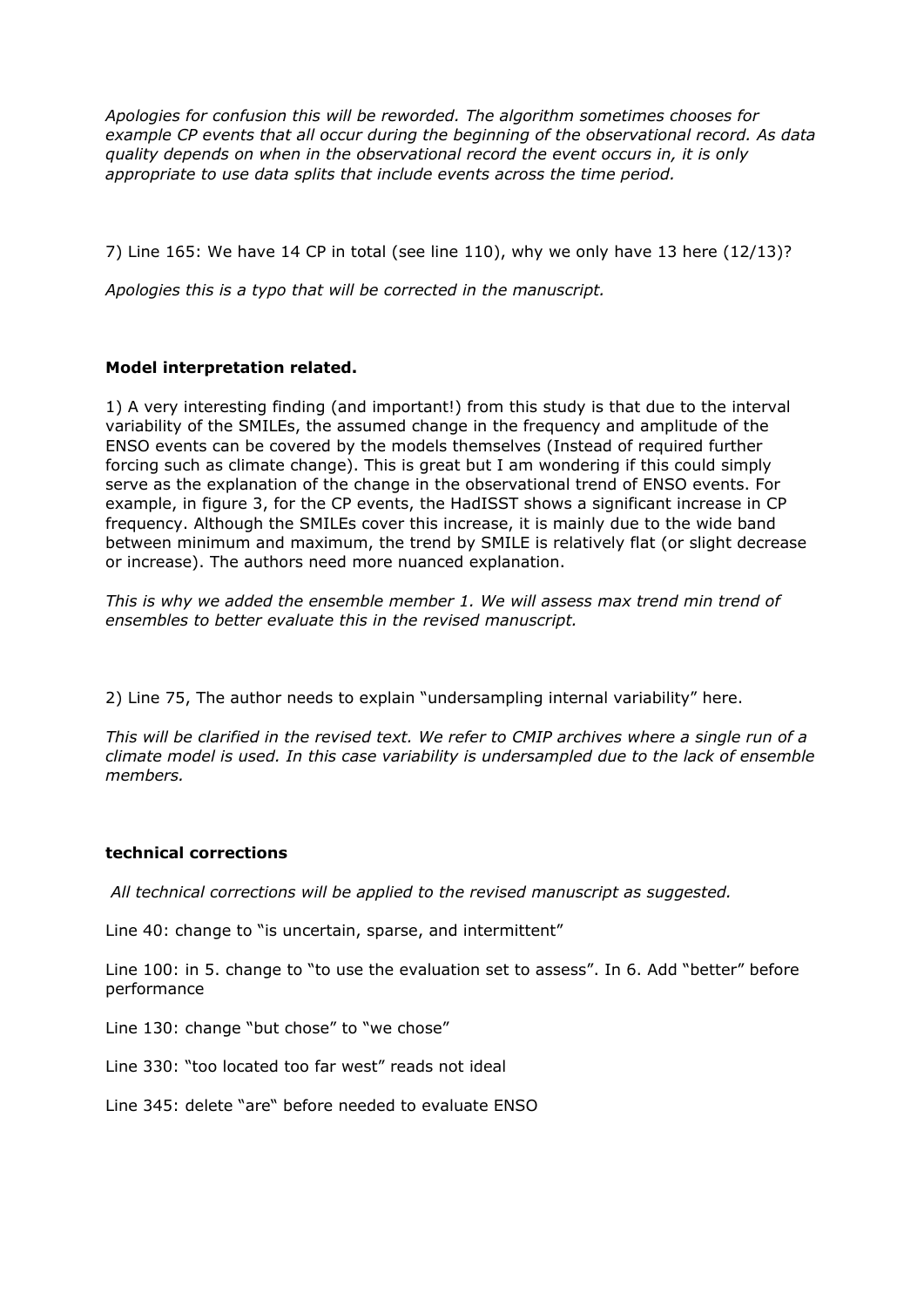*Apologies for confusion this will be reworded. The algorithm sometimes chooses for example CP events that all occur during the beginning of the observational record. As data quality depends on when in the observational record the event occurs in, it is only appropriate to use data splits that include events across the time period.*

7) Line 165: We have 14 CP in total (see line 110), why we only have 13 here (12/13)?

*Apologies this is a typo that will be corrected in the manuscript.*

**Model interpretation related.**

1) A very interesting finding (and important!) from this study is that due to the interval variability of the SMILEs, the assumed change in the frequency and amplitude of the ENSO events can be covered by the models themselves (Instead of required further forcing such as climate change). This is great but I am wondering if this could simply serve as the explanation of the change in the observational trend of ENSO events. For example, in figure 3, for the CP events, the HadISST shows a significant increase in CP frequency. Although the SMILEs cover this increase, it is mainly due to the wide band between minimum and maximum, the trend by SMILE is relatively flat (or slight decrease or increase). The authors need more nuanced explanation.

*This is why we added the ensemble member 1. We will assess max trend min trend of ensembles to better evaluate this in the revised manuscript.*

2) Line 75, The author needs to explain "undersampling internal variability" here.

*This will be clarified in the revised text. We refer to CMIP archives where a single run of a climate model is used. In this case variability is undersampled due to the lack of ensemble members.*

**technical corrections**

*All technical corrections will be applied to the revised manuscript as suggested.*

Line 40: change to "is uncertain, sparse, and intermittent"

Line 100: in 5. change to "to use the evaluation set to assess". In 6. Add "better" before performance

Line 130: change "but chose" to "we chose"

Line 330: "too located too far west" reads not ideal

Line 345: delete "are" before needed to evaluate ENSO